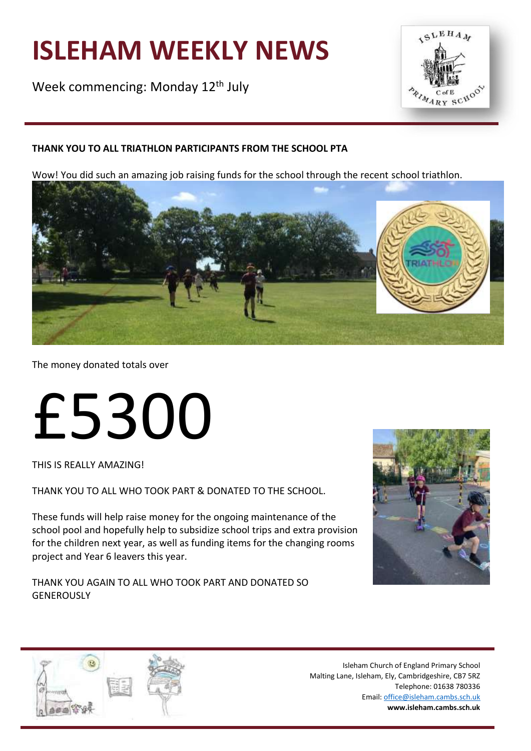# ISLEHAM WEEKLY NEWS

Week commencing: Monday 12th July

**THANK YOU TO ALL TRIATHLON PARTICIPANTS FROM THE SCHOOL PTA**

Wow! You did such an amazing job raising funds for the school through the recent school triathlon.

The money donated totals over

# £5300

THIS IS REALLY AMAZING!

THANK YOU TO ALL WHO TOOK PART & DONATED TO THE SCHOOL.

These funds will help raise money for the ongoing maintenance of the school pool and hopefully help to subsidize school trips and extra provision for the children next year, as well as funding items for the changing rooms project and Year 6 leavers this year.

THANK YOU AGAIN TO ALL WHO TOOK PART AND DONATED SO GENEROUSLY

Isleham Church of England Primary School
Malting Lane, Isleham, Ely, Cambridgeshire, CB7 5RZ
Telephone: 01638 780336
Email: office@isleham.cambs.sch.uk
**www.isleham.cambs.sch.uk**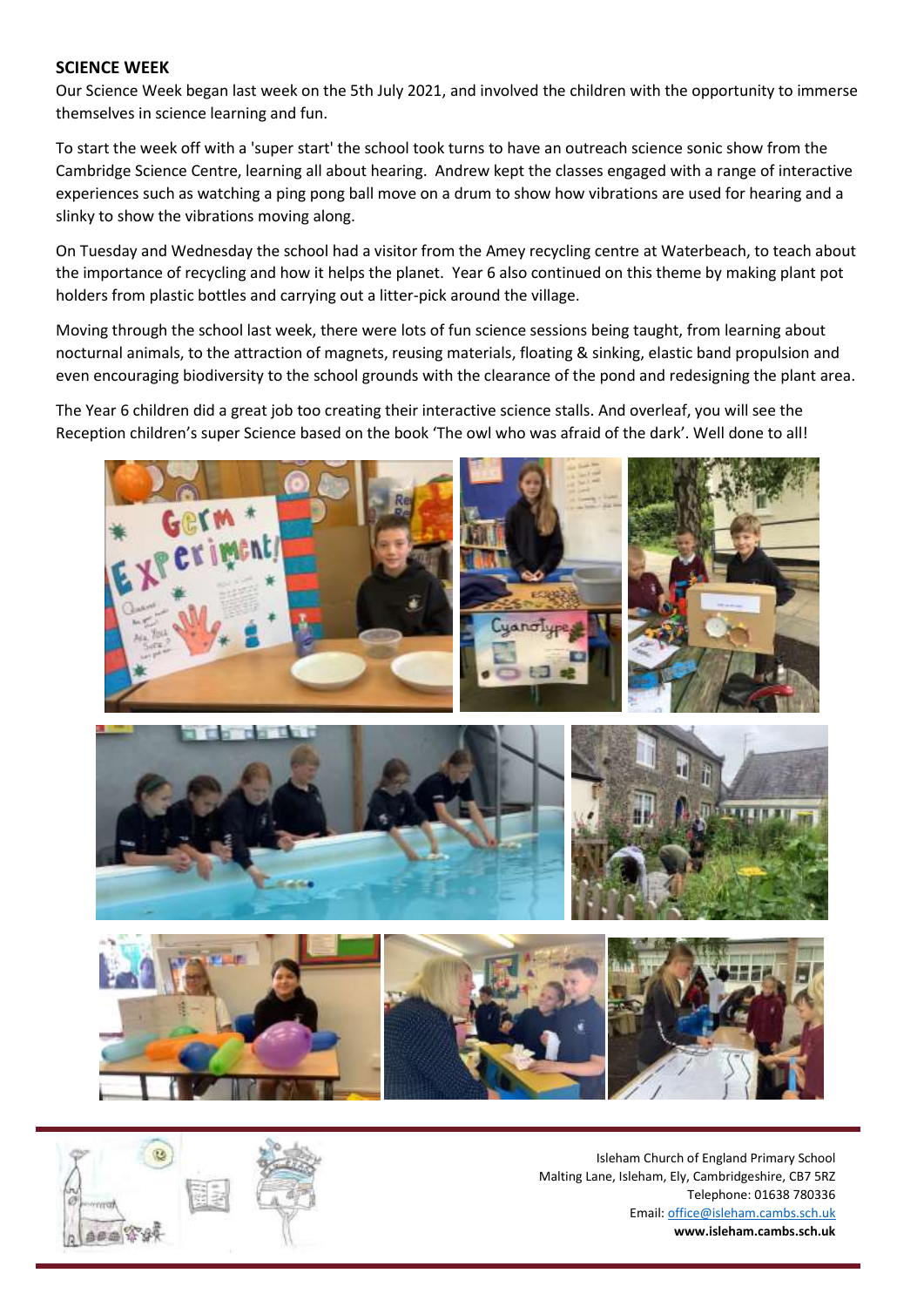## SCIENCE WEEK

Our Science Week began last week on the 5th July 2021, and involved the children with the opportunity to immerse themselves in science learning and fun.

To start the week off with a 'super start' the school took turns to have an outreach science sonic show from the Cambridge Science Centre, learning all about hearing. Andrew kept the classes engaged with a range of interactive experiences such as watching a ping pong ball move on a drum to show how vibrations are used for hearing and a slinky to show the vibrations moving along.

On Tuesday and Wednesday the school had a visitor from the Amey recycling centre at Waterbeach, to teach about the importance of recycling and how it helps the planet. Year 6 also continued on this theme by making plant pot holders from plastic bottles and carrying out a litter-pick around the village.

Moving through the school last week, there were lots of fun science sessions being taught, from learning about nocturnal animals, to the attraction of magnets, reusing materials, floating & sinking, elastic band propulsion and even encouraging biodiversity to the school grounds with the clearance of the pond and redesigning the plant area.

The Year 6 children did a great job too creating their interactive science stalls. And overleaf, you will see the Reception children's super Science based on the book 'The owl who was afraid of the dark'. Well done to all!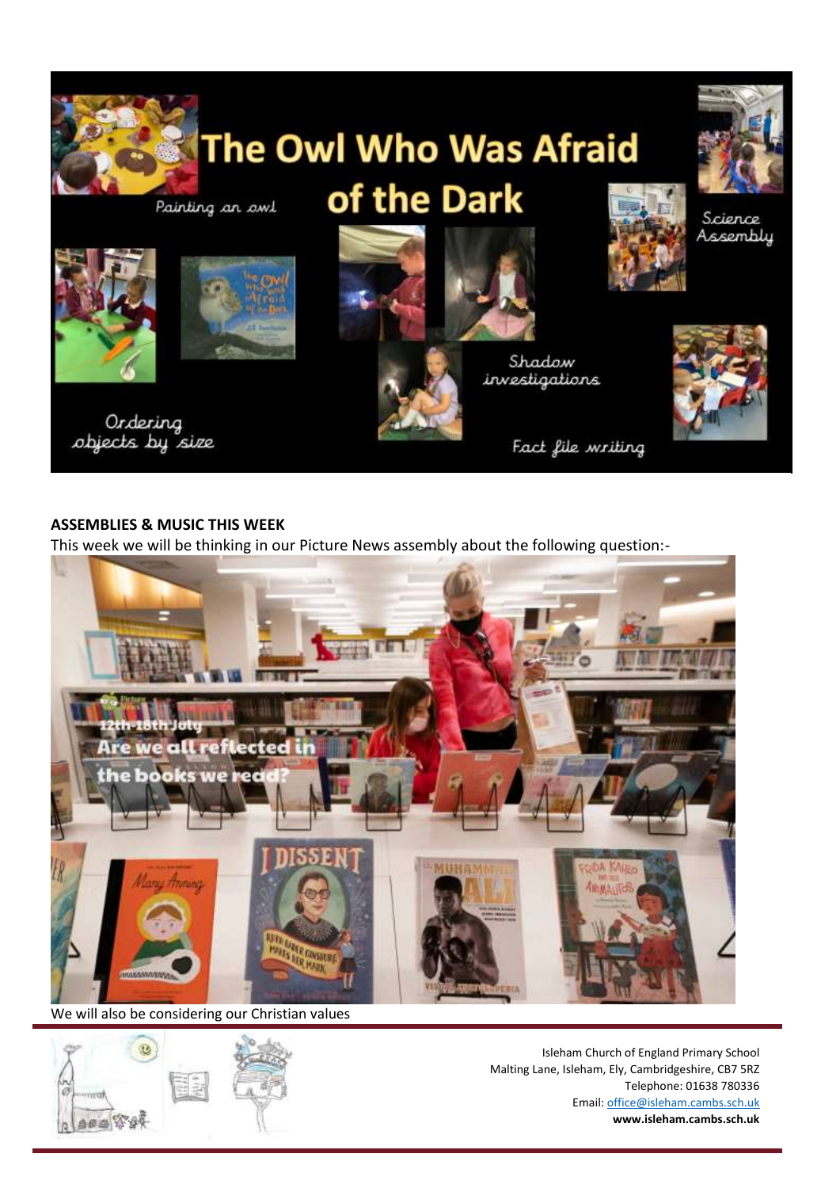# The Owl Who Was Afraid of the Dark

Painting an owl

Science Assembly

Shadow investigations

Ordering objects by size

Fact file writing

**ASSEMBLIES & MUSIC THIS WEEK**

This week we will be thinking in our Picture News assembly about the following question:-

12th-18th July

Are we all reflected in the books we read?

We will also be considering our Christian values

Isleham Church of England Primary School
Malting Lane, Isleham, Ely, Cambridgeshire, CB7 5RZ
Telephone: 01638 780336
Email: office@isleham.cambs.sch.uk
**www.isleham.cambs.sch.uk**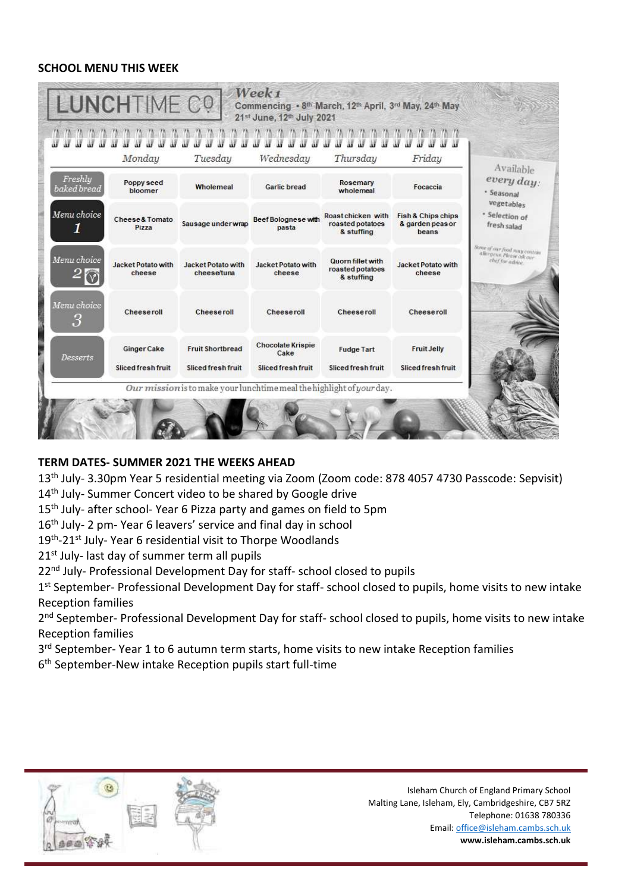**SCHOOL MENU THIS WEEK**

LUNCHTIME CO

*Week 1*

Commencing • 8th March, 12th April, 3rd May, 24th May 21st June, 12th July 2021

| | Monday | Tuesday | Wednesday | Thursday | Friday |
|---|---|---|---|---|---|
| Freshly baked bread | Poppy seed bloomer | Wholemeal | Garlic bread | Rosemary wholemeal | Focaccia |
| Menu choice 1 | Cheese & Tomato Pizza | Sausage under wrap | Beef Bolognese with pasta | Roast chicken with roasted potatoes & stuffing | Fish & Chips chips & garden peas or beans |
| Menu choice 2 (V) | Jacket Potato with cheese | Jacket Potato with cheese/tuna | Jacket Potato with cheese | Quorn fillet with roasted potatoes & stuffing | Jacket Potato with cheese |
| Menu choice 3 | Cheese roll | Cheese roll | Cheese roll | Cheese roll | Cheese roll |
| Desserts | Ginger Cake<br>Sliced fresh fruit | Fruit Shortbread<br>Sliced fresh fruit | Chocolate Krispie Cake<br>Sliced fresh fruit | Fudge Tart<br>Sliced fresh fruit | Fruit Jelly<br>Sliced fresh fruit |

Available *every day*:
- Seasonal vegetables
- Selection of fresh salad

Some of our food may contain allergens. Please ask our chef for advice.

*Our mission* is to make your lunchtime meal the highlight of *your* day.

**TERM DATES- SUMMER 2021 THE WEEKS AHEAD**

13th July- 3.30pm Year 5 residential meeting via Zoom (Zoom code: 878 4057 4730 Passcode: Sepvisit)
14th July- Summer Concert video to be shared by Google drive
15th July- after school- Year 6 Pizza party and games on field to 5pm
16th July- 2 pm- Year 6 leavers' service and final day in school
19th-21st July- Year 6 residential visit to Thorpe Woodlands
21st July- last day of summer term all pupils
22nd July- Professional Development Day for staff- school closed to pupils
1st September- Professional Development Day for staff- school closed to pupils, home visits to new intake Reception families
2nd September- Professional Development Day for staff- school closed to pupils, home visits to new intake Reception families
3rd September- Year 1 to 6 autumn term starts, home visits to new intake Reception families
6th September-New intake Reception pupils start full-time

Isleham Church of England Primary School
Malting Lane, Isleham, Ely, Cambridgeshire, CB7 5RZ
Telephone: 01638 780336
Email: office@isleham.cambs.sch.uk
**www.isleham.cambs.sch.uk**